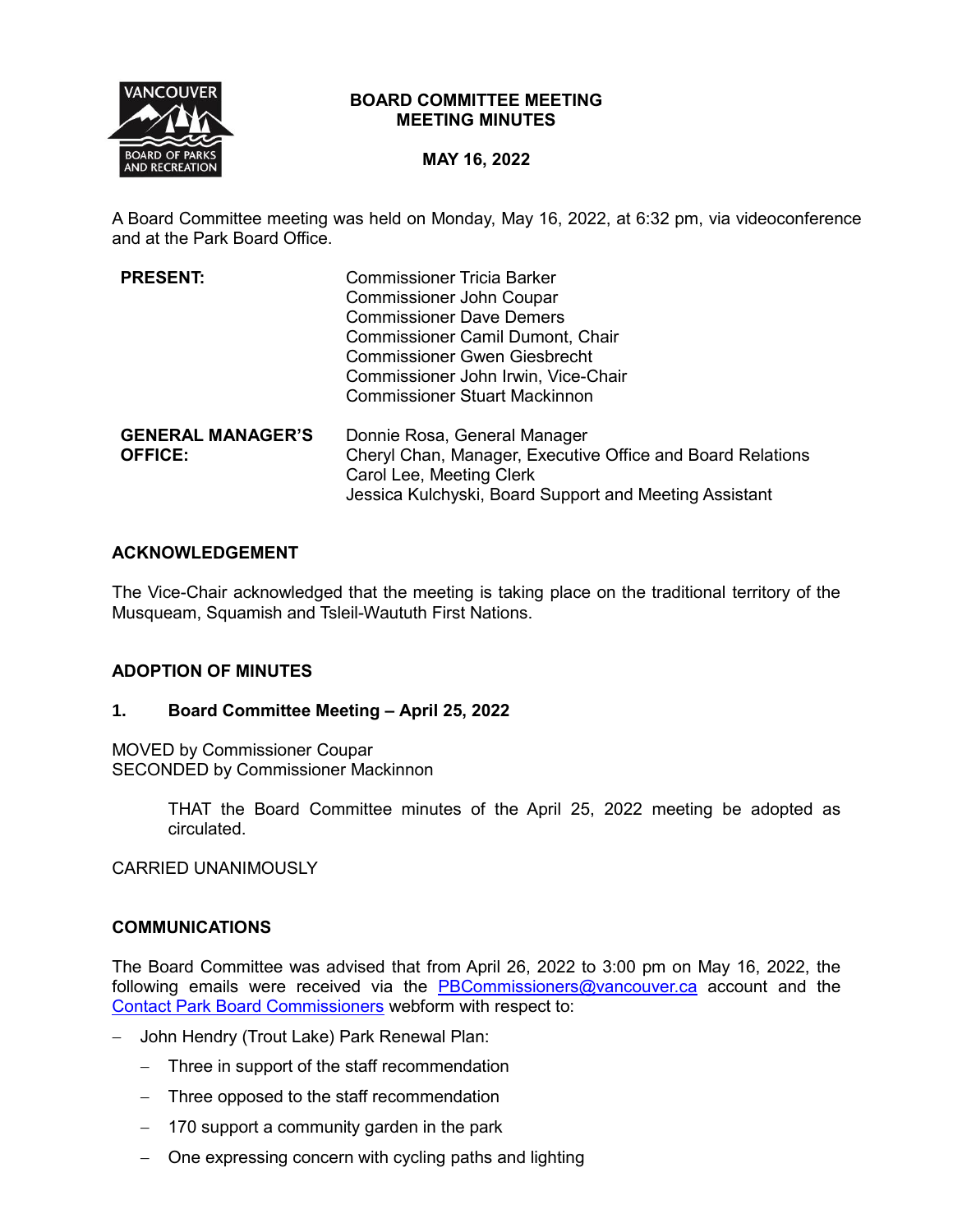# BOARD COMMITTEE MEETING
## MEETING MINUTES

**MAY 16, 2022**

A Board Committee meeting was held on Monday, May 16, 2022, at 6:32 pm, via videoconference and at the Park Board Office.

| | |
|---|---|
| **PRESENT:** | Commissioner Tricia Barker<br>Commissioner John Coupar<br>Commissioner Dave Demers<br>Commissioner Camil Dumont, Chair<br>Commissioner Gwen Giesbrecht<br>Commissioner John Irwin, Vice-Chair<br>Commissioner Stuart Mackinnon |
| **GENERAL MANAGER'S OFFICE:** | Donnie Rosa, General Manager<br>Cheryl Chan, Manager, Executive Office and Board Relations<br>Carol Lee, Meeting Clerk<br>Jessica Kulchyski, Board Support and Meeting Assistant |

## ACKNOWLEDGEMENT

The Vice-Chair acknowledged that the meeting is taking place on the traditional territory of the Musqueam, Squamish and Tsleil-Waututh First Nations.

## ADOPTION OF MINUTES

### 1. Board Committee Meeting – April 25, 2022

MOVED by Commissioner Coupar
SECONDED by Commissioner Mackinnon

> THAT the Board Committee minutes of the April 25, 2022 meeting be adopted as circulated.

CARRIED UNANIMOUSLY

## COMMUNICATIONS

The Board Committee was advised that from April 26, 2022 to 3:00 pm on May 16, 2022, the following emails were received via the PBCommissioners@vancouver.ca account and the Contact Park Board Commissioners webform with respect to:

- John Hendry (Trout Lake) Park Renewal Plan:
  - Three in support of the staff recommendation
  - Three opposed to the staff recommendation
  - 170 support a community garden in the park
  - One expressing concern with cycling paths and lighting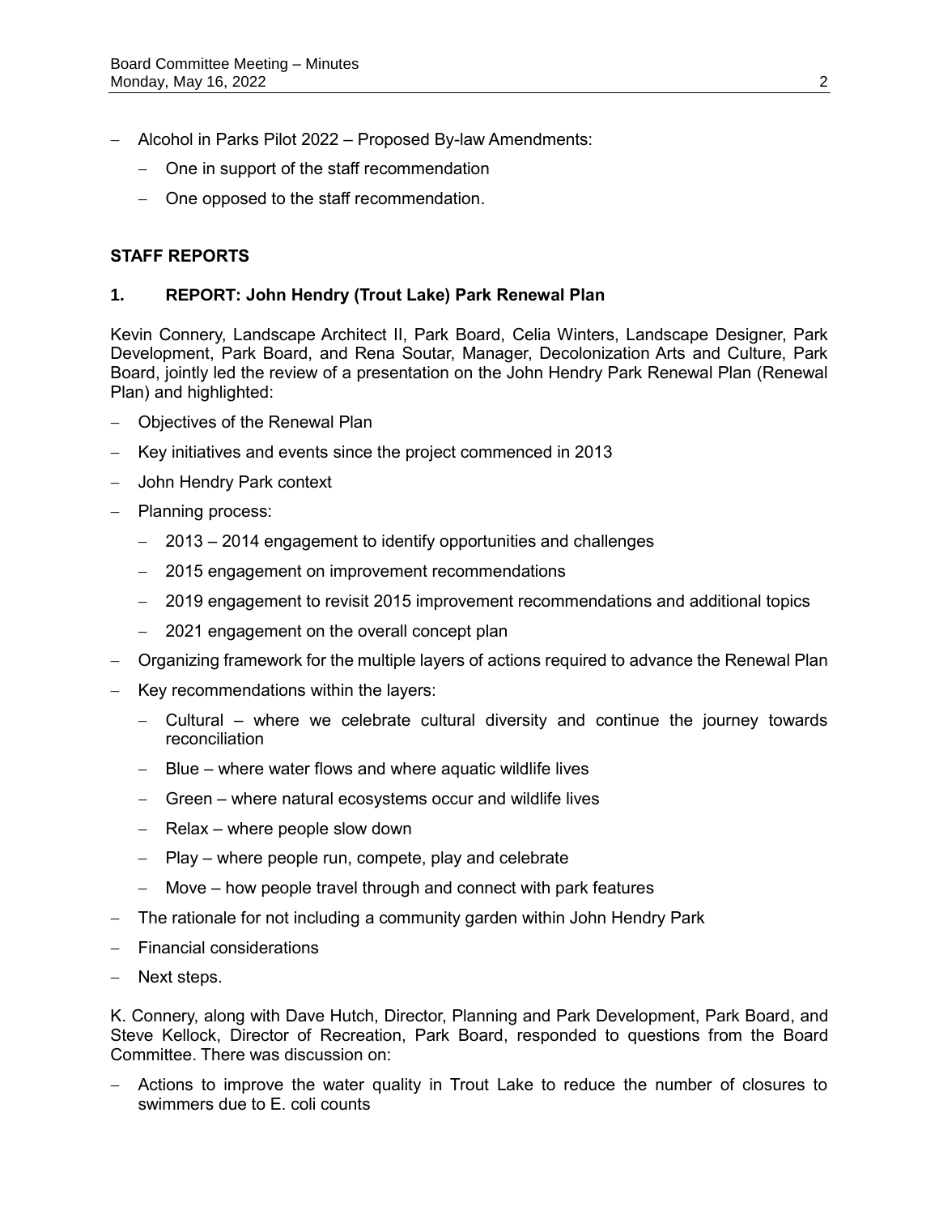- Alcohol in Parks Pilot 2022 – Proposed By-law Amendments:
  - One in support of the staff recommendation
  - One opposed to the staff recommendation.

## STAFF REPORTS

### 1. REPORT: John Hendry (Trout Lake) Park Renewal Plan

Kevin Connery, Landscape Architect II, Park Board, Celia Winters, Landscape Designer, Park Development, Park Board, and Rena Soutar, Manager, Decolonization Arts and Culture, Park Board, jointly led the review of a presentation on the John Hendry Park Renewal Plan (Renewal Plan) and highlighted:

- Objectives of the Renewal Plan
- Key initiatives and events since the project commenced in 2013
- John Hendry Park context
- Planning process:
  - 2013 – 2014 engagement to identify opportunities and challenges
  - 2015 engagement on improvement recommendations
  - 2019 engagement to revisit 2015 improvement recommendations and additional topics
  - 2021 engagement on the overall concept plan
- Organizing framework for the multiple layers of actions required to advance the Renewal Plan
- Key recommendations within the layers:
  - Cultural – where we celebrate cultural diversity and continue the journey towards reconciliation
  - Blue – where water flows and where aquatic wildlife lives
  - Green – where natural ecosystems occur and wildlife lives
  - Relax – where people slow down
  - Play – where people run, compete, play and celebrate
  - Move – how people travel through and connect with park features
- The rationale for not including a community garden within John Hendry Park
- Financial considerations
- Next steps.

K. Connery, along with Dave Hutch, Director, Planning and Park Development, Park Board, and Steve Kellock, Director of Recreation, Park Board, responded to questions from the Board Committee. There was discussion on:

- Actions to improve the water quality in Trout Lake to reduce the number of closures to swimmers due to E. coli counts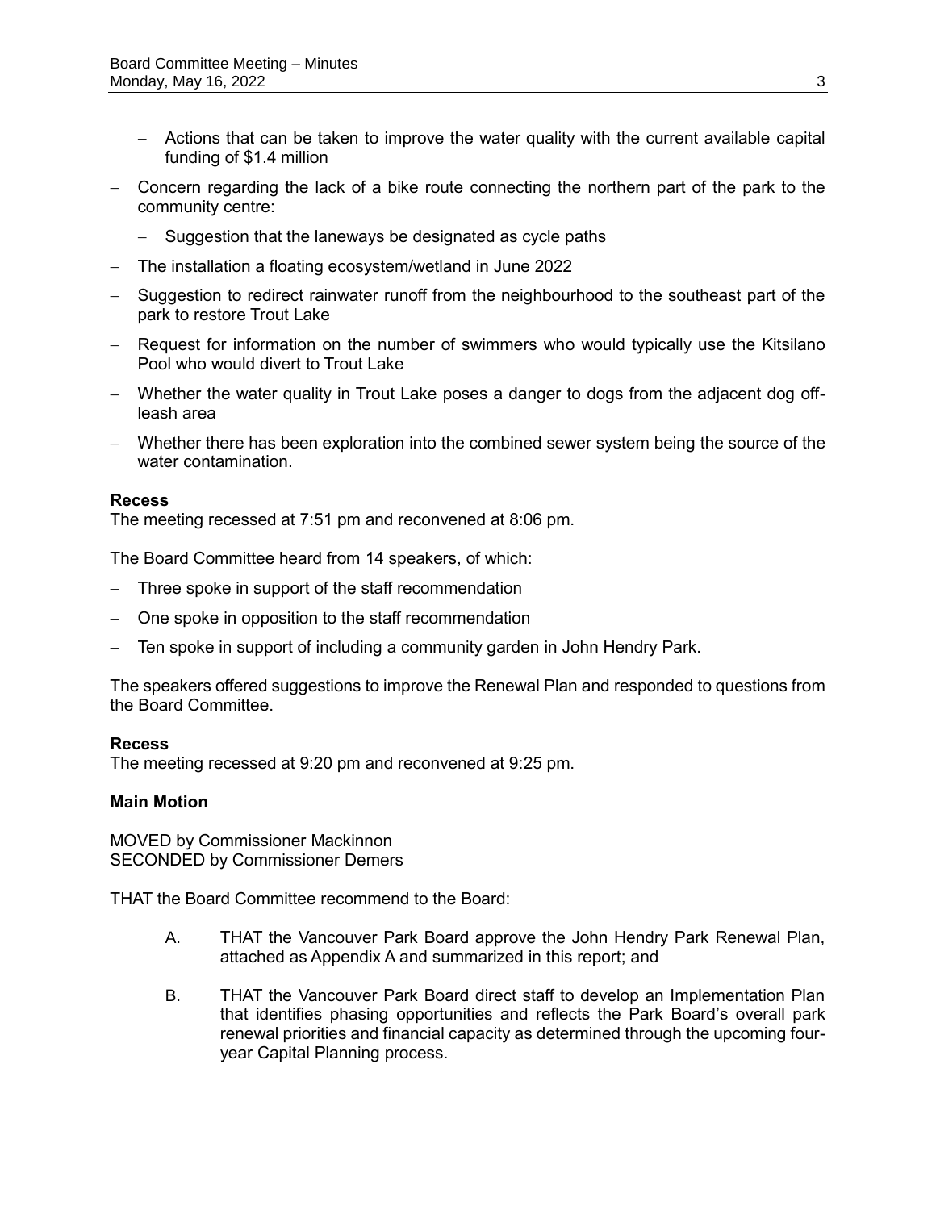- Actions that can be taken to improve the water quality with the current available capital funding of $1.4 million
- Concern regarding the lack of a bike route connecting the northern part of the park to the community centre:
  - Suggestion that the laneways be designated as cycle paths
- The installation a floating ecosystem/wetland in June 2022
- Suggestion to redirect rainwater runoff from the neighbourhood to the southeast part of the park to restore Trout Lake
- Request for information on the number of swimmers who would typically use the Kitsilano Pool who would divert to Trout Lake
- Whether the water quality in Trout Lake poses a danger to dogs from the adjacent dog off-leash area
- Whether there has been exploration into the combined sewer system being the source of the water contamination.

**Recess**
The meeting recessed at 7:51 pm and reconvened at 8:06 pm.

The Board Committee heard from 14 speakers, of which:

- Three spoke in support of the staff recommendation
- One spoke in opposition to the staff recommendation
- Ten spoke in support of including a community garden in John Hendry Park.

The speakers offered suggestions to improve the Renewal Plan and responded to questions from the Board Committee.

**Recess**
The meeting recessed at 9:20 pm and reconvened at 9:25 pm.

**Main Motion**

MOVED by Commissioner Mackinnon
SECONDED by Commissioner Demers

THAT the Board Committee recommend to the Board:

A. THAT the Vancouver Park Board approve the John Hendry Park Renewal Plan, attached as Appendix A and summarized in this report; and

B. THAT the Vancouver Park Board direct staff to develop an Implementation Plan that identifies phasing opportunities and reflects the Park Board's overall park renewal priorities and financial capacity as determined through the upcoming four-year Capital Planning process.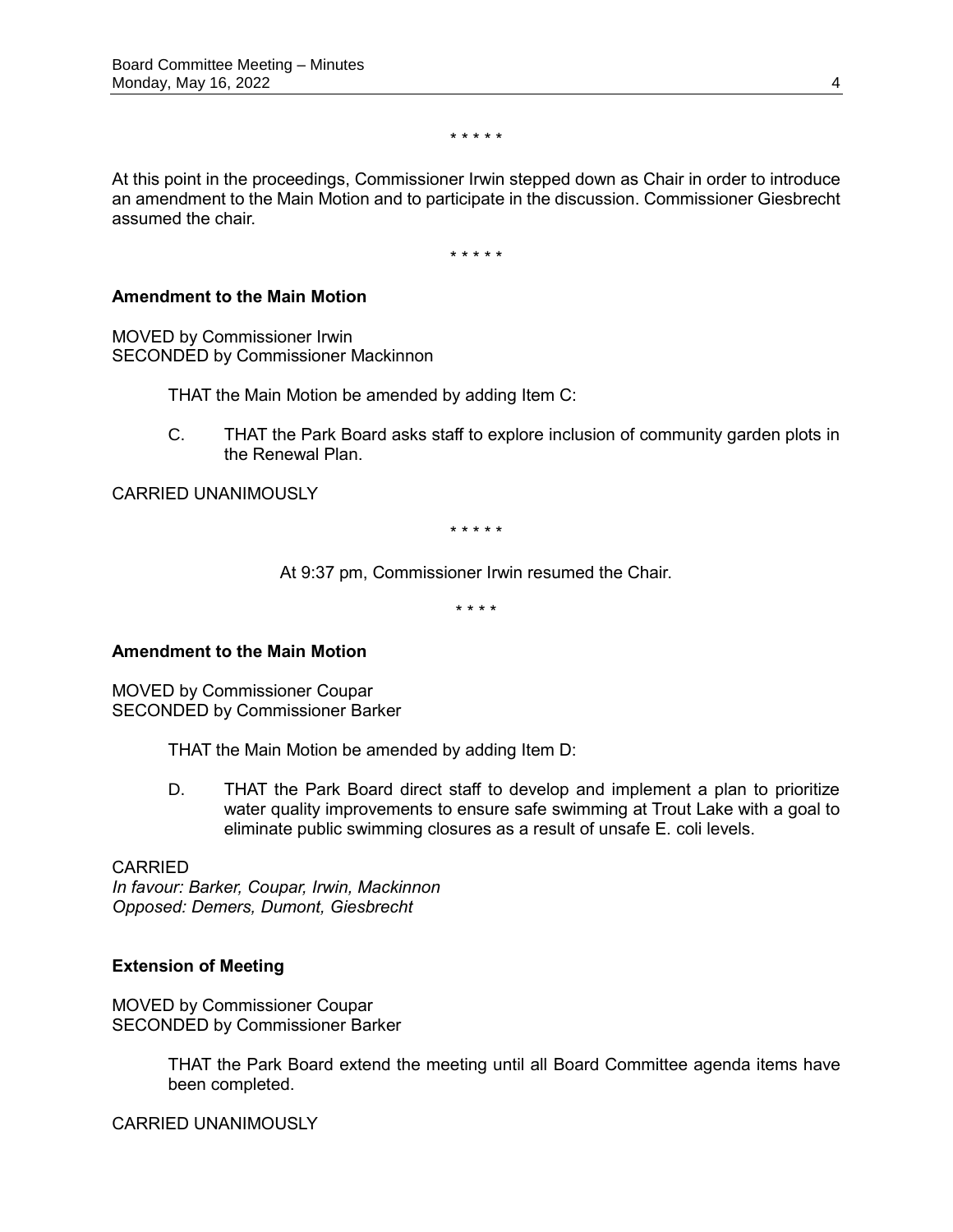\* \* \* \* \*

At this point in the proceedings, Commissioner Irwin stepped down as Chair in order to introduce an amendment to the Main Motion and to participate in the discussion. Commissioner Giesbrecht assumed the chair.

\* \* \* \* \*

**Amendment to the Main Motion**

MOVED by Commissioner Irwin
SECONDED by Commissioner Mackinnon

> THAT the Main Motion be amended by adding Item C:
>
> C. THAT the Park Board asks staff to explore inclusion of community garden plots in the Renewal Plan.

CARRIED UNANIMOUSLY

\* \* \* \* \*

At 9:37 pm, Commissioner Irwin resumed the Chair.

\* \* \* \*

**Amendment to the Main Motion**

MOVED by Commissioner Coupar
SECONDED by Commissioner Barker

> THAT the Main Motion be amended by adding Item D:
>
> D. THAT the Park Board direct staff to develop and implement a plan to prioritize water quality improvements to ensure safe swimming at Trout Lake with a goal to eliminate public swimming closures as a result of unsafe E. coli levels.

CARRIED
*In favour: Barker, Coupar, Irwin, Mackinnon*
*Opposed: Demers, Dumont, Giesbrecht*

**Extension of Meeting**

MOVED by Commissioner Coupar
SECONDED by Commissioner Barker

> THAT the Park Board extend the meeting until all Board Committee agenda items have been completed.

CARRIED UNANIMOUSLY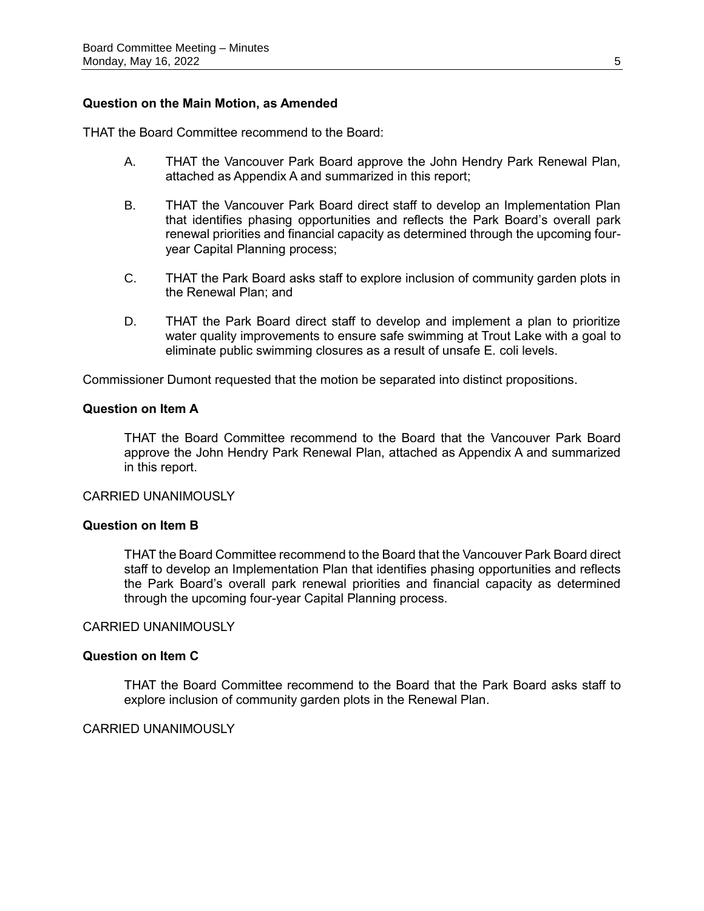**Question on the Main Motion, as Amended**

THAT the Board Committee recommend to the Board:

A. THAT the Vancouver Park Board approve the John Hendry Park Renewal Plan, attached as Appendix A and summarized in this report;

B. THAT the Vancouver Park Board direct staff to develop an Implementation Plan that identifies phasing opportunities and reflects the Park Board's overall park renewal priorities and financial capacity as determined through the upcoming four-year Capital Planning process;

C. THAT the Park Board asks staff to explore inclusion of community garden plots in the Renewal Plan; and

D. THAT the Park Board direct staff to develop and implement a plan to prioritize water quality improvements to ensure safe swimming at Trout Lake with a goal to eliminate public swimming closures as a result of unsafe E. coli levels.

Commissioner Dumont requested that the motion be separated into distinct propositions.

**Question on Item A**

THAT the Board Committee recommend to the Board that the Vancouver Park Board approve the John Hendry Park Renewal Plan, attached as Appendix A and summarized in this report.

CARRIED UNANIMOUSLY

**Question on Item B**

THAT the Board Committee recommend to the Board that the Vancouver Park Board direct staff to develop an Implementation Plan that identifies phasing opportunities and reflects the Park Board's overall park renewal priorities and financial capacity as determined through the upcoming four-year Capital Planning process.

CARRIED UNANIMOUSLY

**Question on Item C**

THAT the Board Committee recommend to the Board that the Park Board asks staff to explore inclusion of community garden plots in the Renewal Plan.

CARRIED UNANIMOUSLY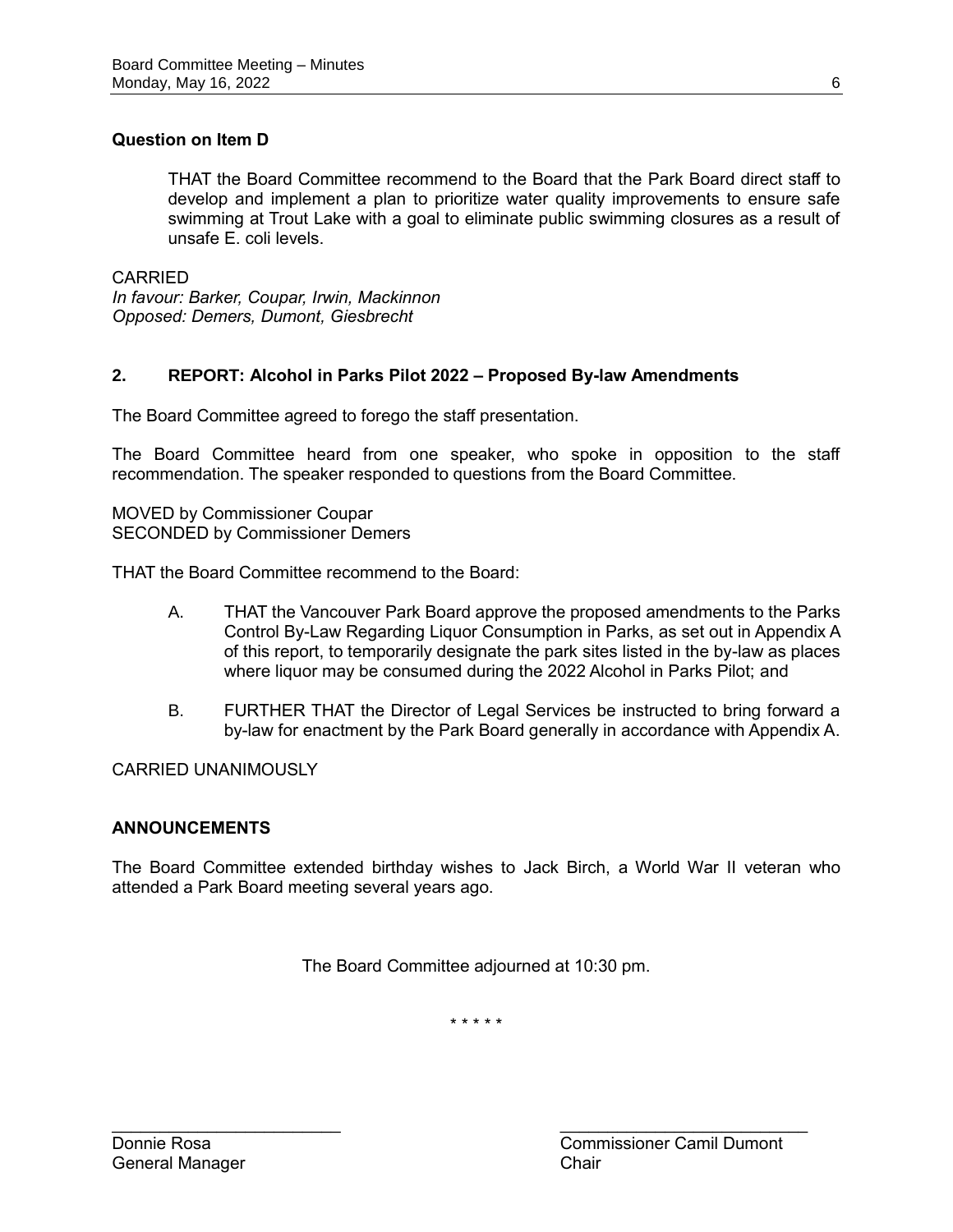**Question on Item D**

> THAT the Board Committee recommend to the Board that the Park Board direct staff to develop and implement a plan to prioritize water quality improvements to ensure safe swimming at Trout Lake with a goal to eliminate public swimming closures as a result of unsafe E. coli levels.

CARRIED
*In favour: Barker, Coupar, Irwin, Mackinnon*
*Opposed: Demers, Dumont, Giesbrecht*

## 2. REPORT: Alcohol in Parks Pilot 2022 – Proposed By-law Amendments

The Board Committee agreed to forego the staff presentation.

The Board Committee heard from one speaker, who spoke in opposition to the staff recommendation. The speaker responded to questions from the Board Committee.

MOVED by Commissioner Coupar
SECONDED by Commissioner Demers

THAT the Board Committee recommend to the Board:

> A. THAT the Vancouver Park Board approve the proposed amendments to the Parks Control By-Law Regarding Liquor Consumption in Parks, as set out in Appendix A of this report, to temporarily designate the park sites listed in the by-law as places where liquor may be consumed during the 2022 Alcohol in Parks Pilot; and
>
> B. FURTHER THAT the Director of Legal Services be instructed to bring forward a by-law for enactment by the Park Board generally in accordance with Appendix A.

CARRIED UNANIMOUSLY

**ANNOUNCEMENTS**

The Board Committee extended birthday wishes to Jack Birch, a World War II veteran who attended a Park Board meeting several years ago.

The Board Committee adjourned at 10:30 pm.

\* \* \* \* \*

Donnie Rosa
General Manager

Commissioner Camil Dumont
Chair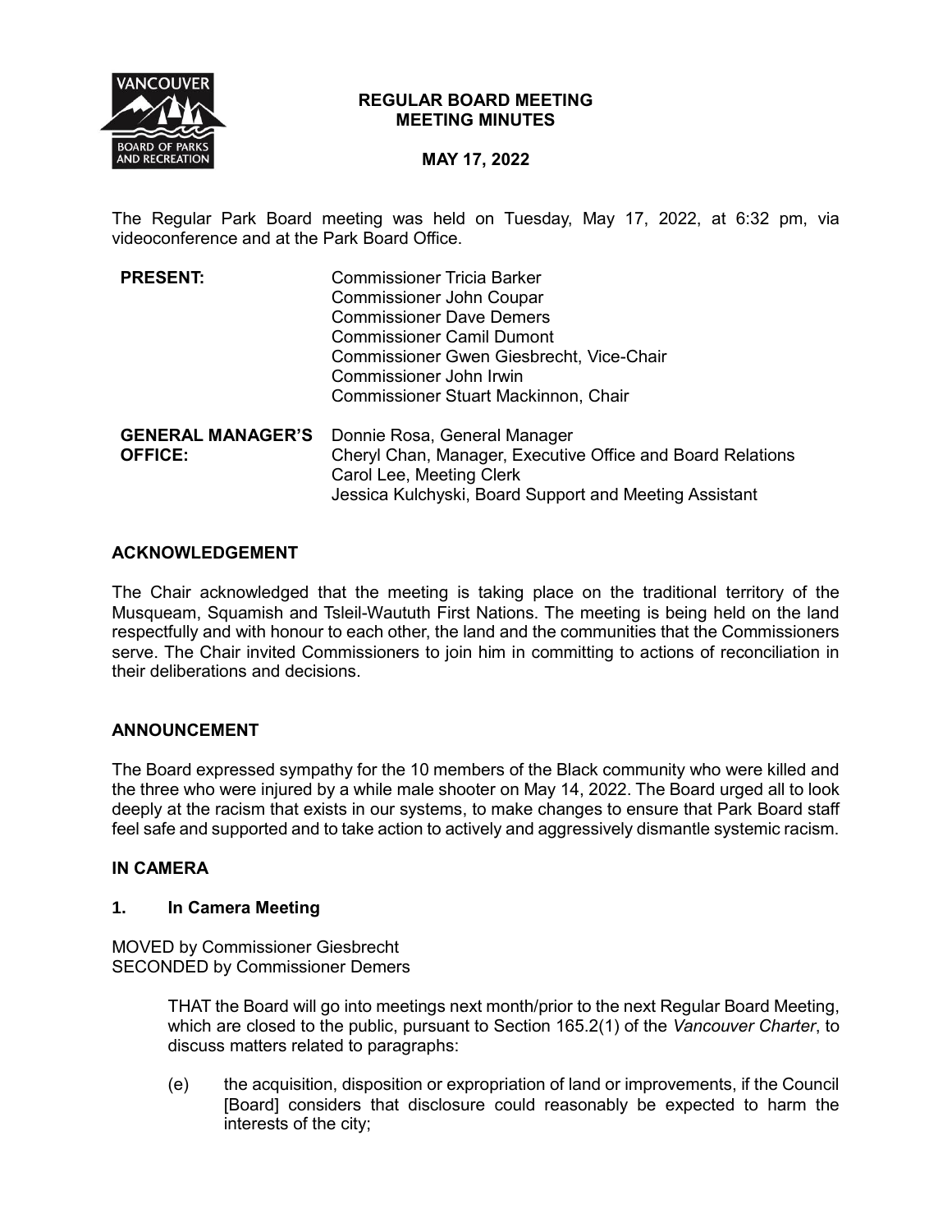**REGULAR BOARD MEETING**
**MEETING MINUTES**

**MAY 17, 2022**

The Regular Park Board meeting was held on Tuesday, May 17, 2022, at 6:32 pm, via videoconference and at the Park Board Office.

| | |
|---|---|
| **PRESENT:** | Commissioner Tricia Barker<br>Commissioner John Coupar<br>Commissioner Dave Demers<br>Commissioner Camil Dumont<br>Commissioner Gwen Giesbrecht, Vice-Chair<br>Commissioner John Irwin<br>Commissioner Stuart Mackinnon, Chair |
| **GENERAL MANAGER'S OFFICE:** | Donnie Rosa, General Manager<br>Cheryl Chan, Manager, Executive Office and Board Relations<br>Carol Lee, Meeting Clerk<br>Jessica Kulchyski, Board Support and Meeting Assistant |

## ACKNOWLEDGEMENT

The Chair acknowledged that the meeting is taking place on the traditional territory of the Musqueam, Squamish and Tsleil-Waututh First Nations. The meeting is being held on the land respectfully and with honour to each other, the land and the communities that the Commissioners serve. The Chair invited Commissioners to join him in committing to actions of reconciliation in their deliberations and decisions.

## ANNOUNCEMENT

The Board expressed sympathy for the 10 members of the Black community who were killed and the three who were injured by a while male shooter on May 14, 2022. The Board urged all to look deeply at the racism that exists in our systems, to make changes to ensure that Park Board staff feel safe and supported and to take action to actively and aggressively dismantle systemic racism.

## IN CAMERA

### 1. In Camera Meeting

MOVED by Commissioner Giesbrecht
SECONDED by Commissioner Demers

> THAT the Board will go into meetings next month/prior to the next Regular Board Meeting, which are closed to the public, pursuant to Section 165.2(1) of the *Vancouver Charter*, to discuss matters related to paragraphs:
>
> (e) the acquisition, disposition or expropriation of land or improvements, if the Council [Board] considers that disclosure could reasonably be expected to harm the interests of the city;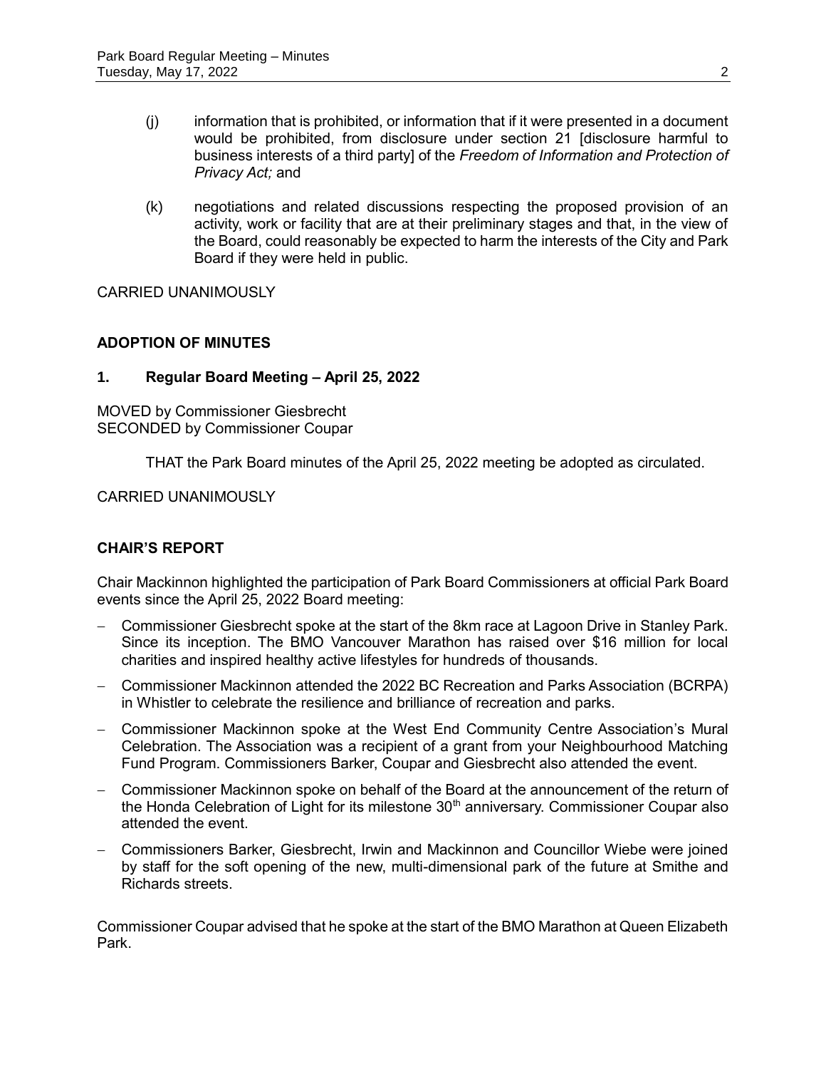(j) information that is prohibited, or information that if it were presented in a document would be prohibited, from disclosure under section 21 [disclosure harmful to business interests of a third party] of the *Freedom of Information and Protection of Privacy Act;* and

(k) negotiations and related discussions respecting the proposed provision of an activity, work or facility that are at their preliminary stages and that, in the view of the Board, could reasonably be expected to harm the interests of the City and Park Board if they were held in public.

CARRIED UNANIMOUSLY

## ADOPTION OF MINUTES

### 1. Regular Board Meeting – April 25, 2022

MOVED by Commissioner Giesbrecht
SECONDED by Commissioner Coupar

THAT the Park Board minutes of the April 25, 2022 meeting be adopted as circulated.

CARRIED UNANIMOUSLY

## CHAIR'S REPORT

Chair Mackinnon highlighted the participation of Park Board Commissioners at official Park Board events since the April 25, 2022 Board meeting:

- Commissioner Giesbrecht spoke at the start of the 8km race at Lagoon Drive in Stanley Park. Since its inception. The BMO Vancouver Marathon has raised over $16 million for local charities and inspired healthy active lifestyles for hundreds of thousands.
- Commissioner Mackinnon attended the 2022 BC Recreation and Parks Association (BCRPA) in Whistler to celebrate the resilience and brilliance of recreation and parks.
- Commissioner Mackinnon spoke at the West End Community Centre Association's Mural Celebration. The Association was a recipient of a grant from your Neighbourhood Matching Fund Program. Commissioners Barker, Coupar and Giesbrecht also attended the event.
- Commissioner Mackinnon spoke on behalf of the Board at the announcement of the return of the Honda Celebration of Light for its milestone 30th anniversary. Commissioner Coupar also attended the event.
- Commissioners Barker, Giesbrecht, Irwin and Mackinnon and Councillor Wiebe were joined by staff for the soft opening of the new, multi-dimensional park of the future at Smithe and Richards streets.

Commissioner Coupar advised that he spoke at the start of the BMO Marathon at Queen Elizabeth Park.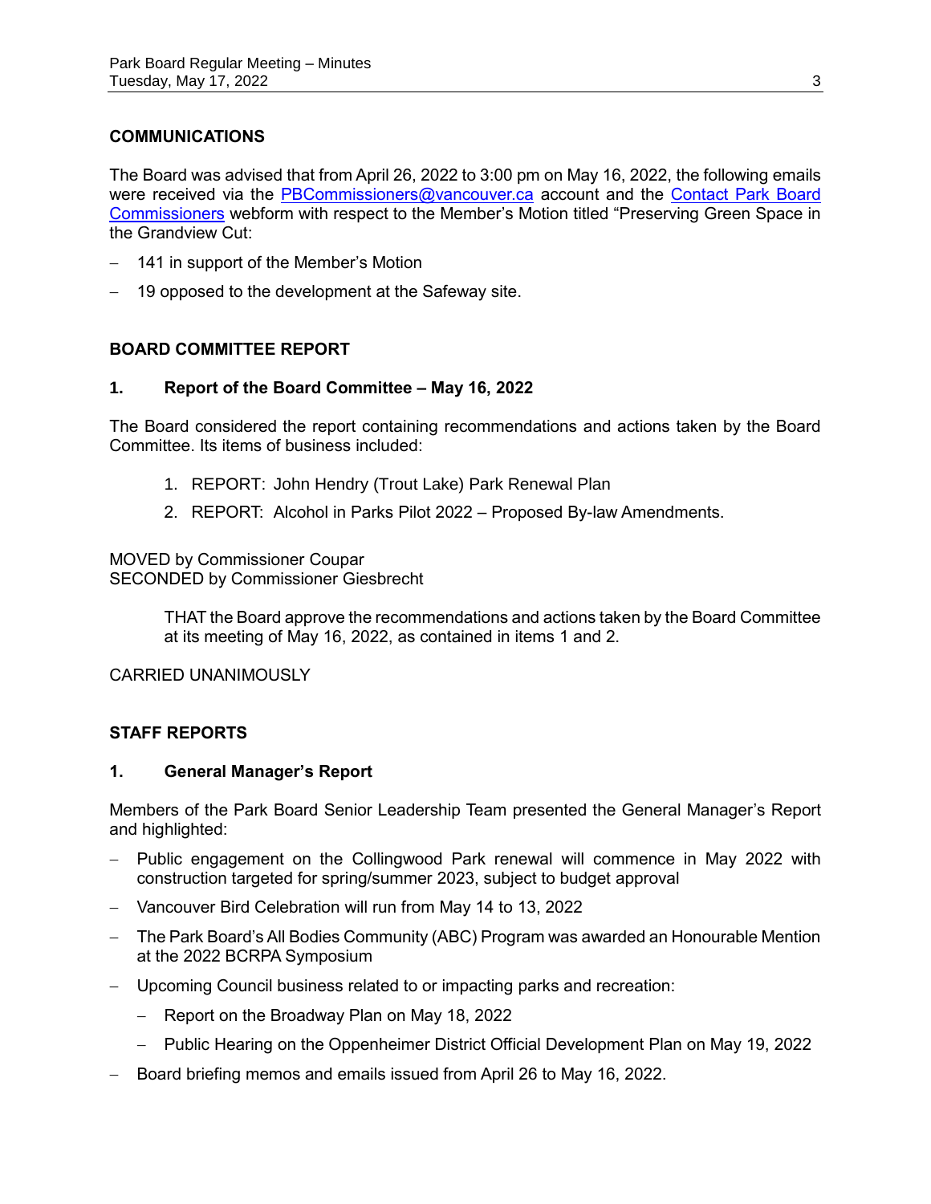## COMMUNICATIONS

The Board was advised that from April 26, 2022 to 3:00 pm on May 16, 2022, the following emails were received via the PBCommissioners@vancouver.ca account and the Contact Park Board Commissioners webform with respect to the Member's Motion titled "Preserving Green Space in the Grandview Cut:

- 141 in support of the Member's Motion
- 19 opposed to the development at the Safeway site.

## BOARD COMMITTEE REPORT

### 1. Report of the Board Committee – May 16, 2022

The Board considered the report containing recommendations and actions taken by the Board Committee. Its items of business included:

1. REPORT: John Hendry (Trout Lake) Park Renewal Plan
2. REPORT: Alcohol in Parks Pilot 2022 – Proposed By-law Amendments.

MOVED by Commissioner Coupar
SECONDED by Commissioner Giesbrecht

> THAT the Board approve the recommendations and actions taken by the Board Committee at its meeting of May 16, 2022, as contained in items 1 and 2.

CARRIED UNANIMOUSLY

## STAFF REPORTS

### 1. General Manager's Report

Members of the Park Board Senior Leadership Team presented the General Manager's Report and highlighted:

- Public engagement on the Collingwood Park renewal will commence in May 2022 with construction targeted for spring/summer 2023, subject to budget approval
- Vancouver Bird Celebration will run from May 14 to 13, 2022
- The Park Board's All Bodies Community (ABC) Program was awarded an Honourable Mention at the 2022 BCRPA Symposium
- Upcoming Council business related to or impacting parks and recreation:
  - Report on the Broadway Plan on May 18, 2022
  - Public Hearing on the Oppenheimer District Official Development Plan on May 19, 2022
- Board briefing memos and emails issued from April 26 to May 16, 2022.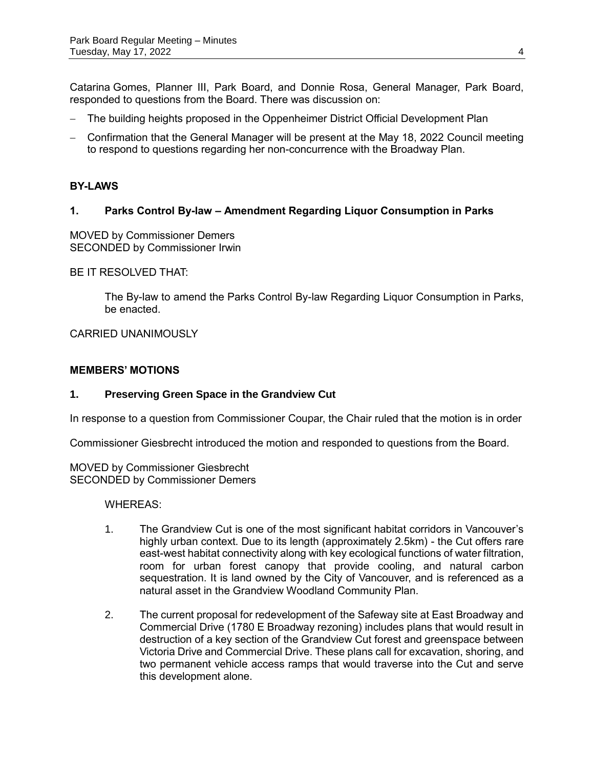Catarina Gomes, Planner III, Park Board, and Donnie Rosa, General Manager, Park Board, responded to questions from the Board. There was discussion on:

- The building heights proposed in the Oppenheimer District Official Development Plan
- Confirmation that the General Manager will be present at the May 18, 2022 Council meeting to respond to questions regarding her non-concurrence with the Broadway Plan.

## BY-LAWS

### 1. Parks Control By-law – Amendment Regarding Liquor Consumption in Parks

MOVED by Commissioner Demers
SECONDED by Commissioner Irwin

BE IT RESOLVED THAT:

> The By-law to amend the Parks Control By-law Regarding Liquor Consumption in Parks, be enacted.

CARRIED UNANIMOUSLY

## MEMBERS' MOTIONS

### 1. Preserving Green Space in the Grandview Cut

In response to a question from Commissioner Coupar, the Chair ruled that the motion is in order

Commissioner Giesbrecht introduced the motion and responded to questions from the Board.

MOVED by Commissioner Giesbrecht
SECONDED by Commissioner Demers

WHEREAS:

1. The Grandview Cut is one of the most significant habitat corridors in Vancouver's highly urban context. Due to its length (approximately 2.5km) - the Cut offers rare east-west habitat connectivity along with key ecological functions of water filtration, room for urban forest canopy that provide cooling, and natural carbon sequestration. It is land owned by the City of Vancouver, and is referenced as a natural asset in the Grandview Woodland Community Plan.

2. The current proposal for redevelopment of the Safeway site at East Broadway and Commercial Drive (1780 E Broadway rezoning) includes plans that would result in destruction of a key section of the Grandview Cut forest and greenspace between Victoria Drive and Commercial Drive. These plans call for excavation, shoring, and two permanent vehicle access ramps that would traverse into the Cut and serve this development alone.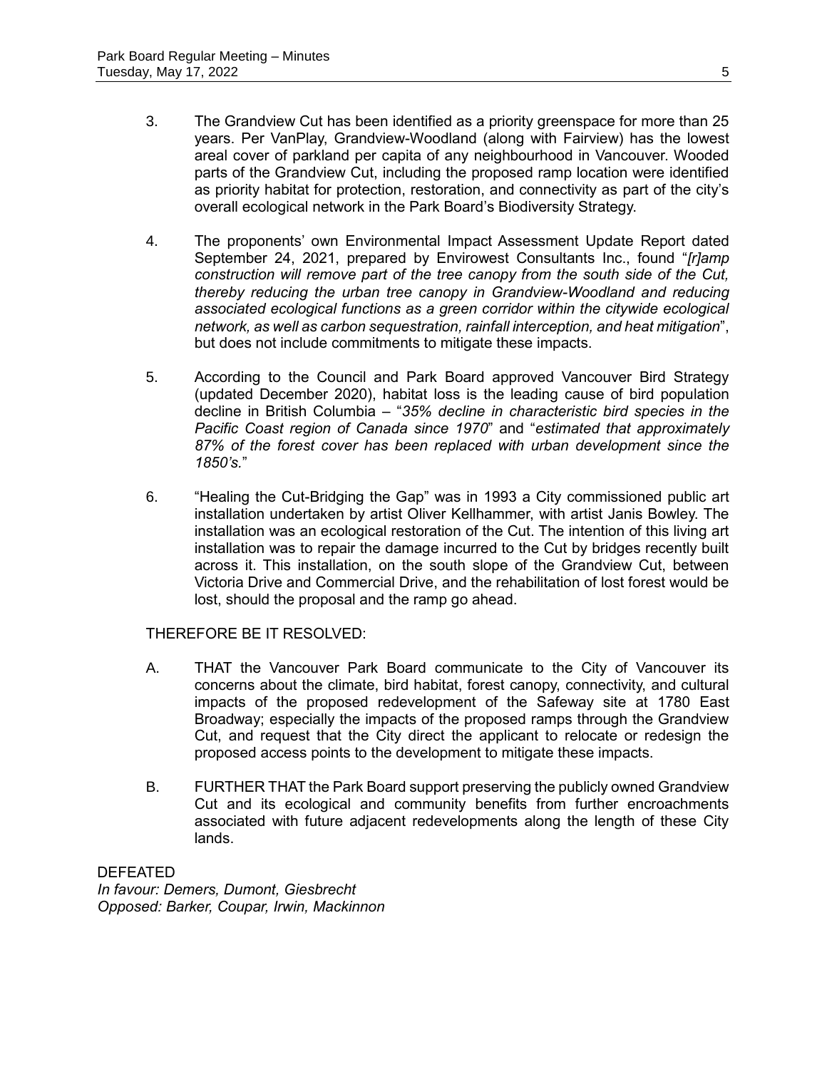3. The Grandview Cut has been identified as a priority greenspace for more than 25 years. Per VanPlay, Grandview-Woodland (along with Fairview) has the lowest areal cover of parkland per capita of any neighbourhood in Vancouver. Wooded parts of the Grandview Cut, including the proposed ramp location were identified as priority habitat for protection, restoration, and connectivity as part of the city's overall ecological network in the Park Board's Biodiversity Strategy.

4. The proponents' own Environmental Impact Assessment Update Report dated September 24, 2021, prepared by Envirowest Consultants Inc., found "*[r]amp construction will remove part of the tree canopy from the south side of the Cut, thereby reducing the urban tree canopy in Grandview-Woodland and reducing associated ecological functions as a green corridor within the citywide ecological network, as well as carbon sequestration, rainfall interception, and heat mitigation*", but does not include commitments to mitigate these impacts.

5. According to the Council and Park Board approved Vancouver Bird Strategy (updated December 2020), habitat loss is the leading cause of bird population decline in British Columbia – "*35% decline in characteristic bird species in the Pacific Coast region of Canada since 1970*" and "*estimated that approximately 87% of the forest cover has been replaced with urban development since the 1850's.*"

6. "Healing the Cut-Bridging the Gap" was in 1993 a City commissioned public art installation undertaken by artist Oliver Kellhammer, with artist Janis Bowley. The installation was an ecological restoration of the Cut. The intention of this living art installation was to repair the damage incurred to the Cut by bridges recently built across it. This installation, on the south slope of the Grandview Cut, between Victoria Drive and Commercial Drive, and the rehabilitation of lost forest would be lost, should the proposal and the ramp go ahead.

THEREFORE BE IT RESOLVED:

A. THAT the Vancouver Park Board communicate to the City of Vancouver its concerns about the climate, bird habitat, forest canopy, connectivity, and cultural impacts of the proposed redevelopment of the Safeway site at 1780 East Broadway; especially the impacts of the proposed ramps through the Grandview Cut, and request that the City direct the applicant to relocate or redesign the proposed access points to the development to mitigate these impacts.

B. FURTHER THAT the Park Board support preserving the publicly owned Grandview Cut and its ecological and community benefits from further encroachments associated with future adjacent redevelopments along the length of these City lands.

DEFEATED
*In favour: Demers, Dumont, Giesbrecht*
*Opposed: Barker, Coupar, Irwin, Mackinnon*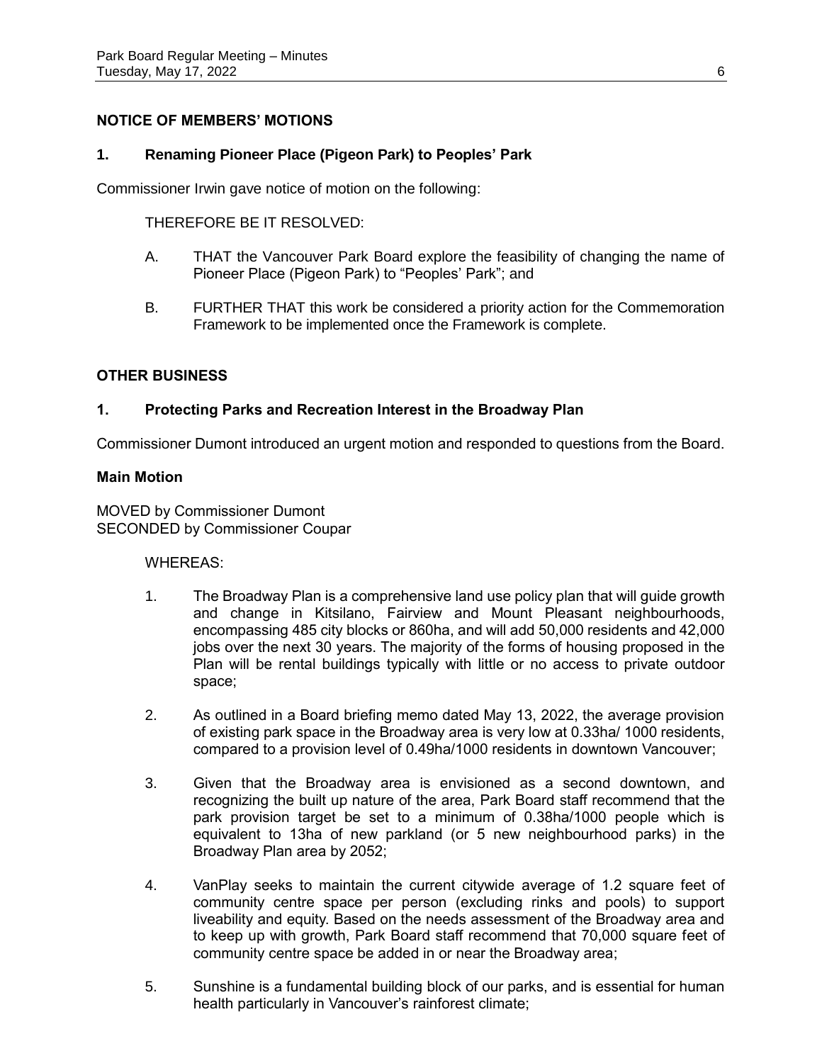## NOTICE OF MEMBERS' MOTIONS

### 1. Renaming Pioneer Place (Pigeon Park) to Peoples' Park

Commissioner Irwin gave notice of motion on the following:

THEREFORE BE IT RESOLVED:

A. THAT the Vancouver Park Board explore the feasibility of changing the name of Pioneer Place (Pigeon Park) to "Peoples' Park"; and

B. FURTHER THAT this work be considered a priority action for the Commemoration Framework to be implemented once the Framework is complete.

## OTHER BUSINESS

### 1. Protecting Parks and Recreation Interest in the Broadway Plan

Commissioner Dumont introduced an urgent motion and responded to questions from the Board.

**Main Motion**

MOVED by Commissioner Dumont
SECONDED by Commissioner Coupar

WHEREAS:

1. The Broadway Plan is a comprehensive land use policy plan that will guide growth and change in Kitsilano, Fairview and Mount Pleasant neighbourhoods, encompassing 485 city blocks or 860ha, and will add 50,000 residents and 42,000 jobs over the next 30 years. The majority of the forms of housing proposed in the Plan will be rental buildings typically with little or no access to private outdoor space;

2. As outlined in a Board briefing memo dated May 13, 2022, the average provision of existing park space in the Broadway area is very low at 0.33ha/ 1000 residents, compared to a provision level of 0.49ha/1000 residents in downtown Vancouver;

3. Given that the Broadway area is envisioned as a second downtown, and recognizing the built up nature of the area, Park Board staff recommend that the park provision target be set to a minimum of 0.38ha/1000 people which is equivalent to 13ha of new parkland (or 5 new neighbourhood parks) in the Broadway Plan area by 2052;

4. VanPlay seeks to maintain the current citywide average of 1.2 square feet of community centre space per person (excluding rinks and pools) to support liveability and equity. Based on the needs assessment of the Broadway area and to keep up with growth, Park Board staff recommend that 70,000 square feet of community centre space be added in or near the Broadway area;

5. Sunshine is a fundamental building block of our parks, and is essential for human health particularly in Vancouver's rainforest climate;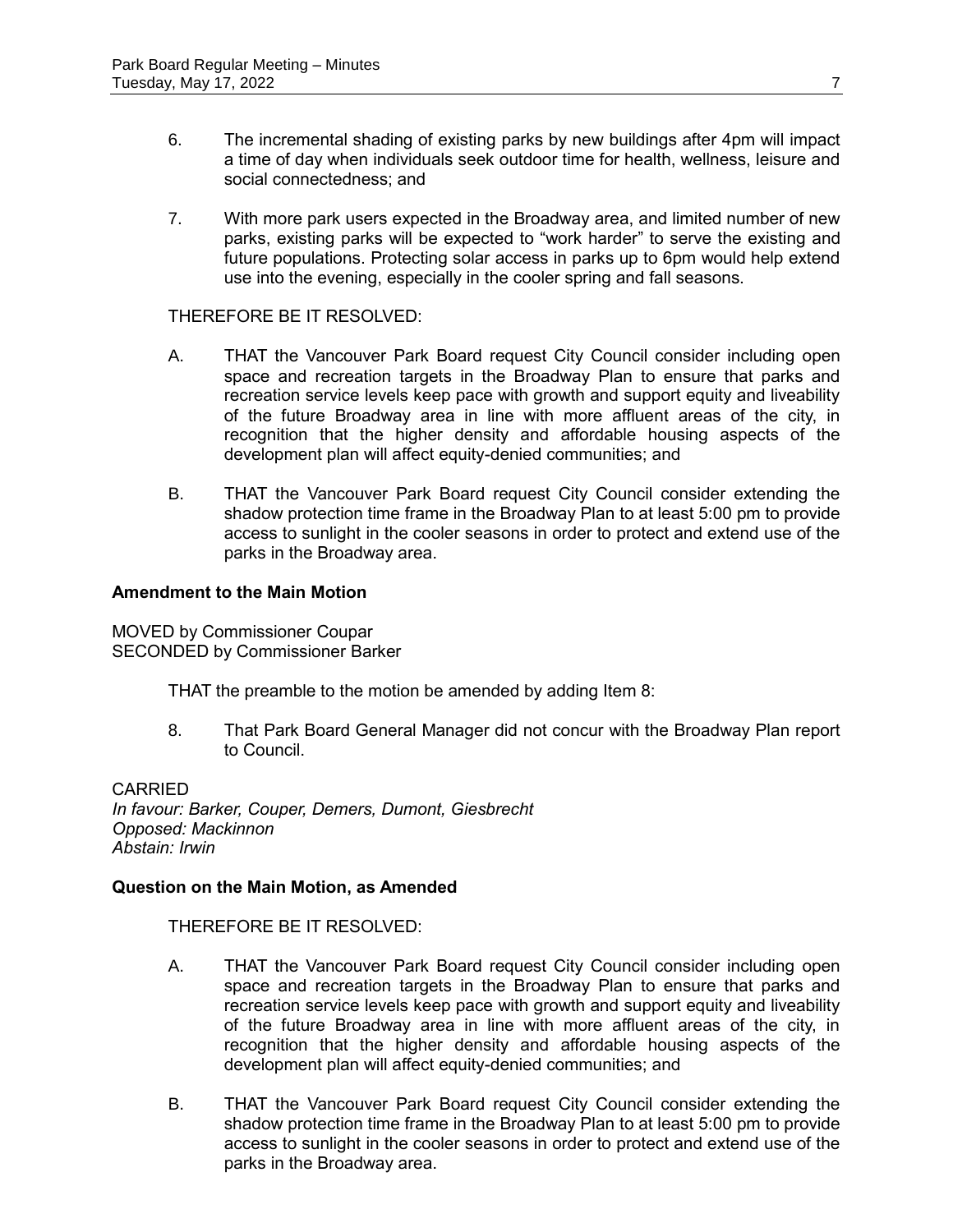6. The incremental shading of existing parks by new buildings after 4pm will impact a time of day when individuals seek outdoor time for health, wellness, leisure and social connectedness; and

7. With more park users expected in the Broadway area, and limited number of new parks, existing parks will be expected to "work harder" to serve the existing and future populations. Protecting solar access in parks up to 6pm would help extend use into the evening, especially in the cooler spring and fall seasons.

THEREFORE BE IT RESOLVED:

A. THAT the Vancouver Park Board request City Council consider including open space and recreation targets in the Broadway Plan to ensure that parks and recreation service levels keep pace with growth and support equity and liveability of the future Broadway area in line with more affluent areas of the city, in recognition that the higher density and affordable housing aspects of the development plan will affect equity-denied communities; and

B. THAT the Vancouver Park Board request City Council consider extending the shadow protection time frame in the Broadway Plan to at least 5:00 pm to provide access to sunlight in the cooler seasons in order to protect and extend use of the parks in the Broadway area.

**Amendment to the Main Motion**

MOVED by Commissioner Coupar
SECONDED by Commissioner Barker

THAT the preamble to the motion be amended by adding Item 8:

8. That Park Board General Manager did not concur with the Broadway Plan report to Council.

CARRIED
*In favour: Barker, Couper, Demers, Dumont, Giesbrecht*
*Opposed: Mackinnon*
*Abstain: Irwin*

**Question on the Main Motion, as Amended**

THEREFORE BE IT RESOLVED:

A. THAT the Vancouver Park Board request City Council consider including open space and recreation targets in the Broadway Plan to ensure that parks and recreation service levels keep pace with growth and support equity and liveability of the future Broadway area in line with more affluent areas of the city, in recognition that the higher density and affordable housing aspects of the development plan will affect equity-denied communities; and

B. THAT the Vancouver Park Board request City Council consider extending the shadow protection time frame in the Broadway Plan to at least 5:00 pm to provide access to sunlight in the cooler seasons in order to protect and extend use of the parks in the Broadway area.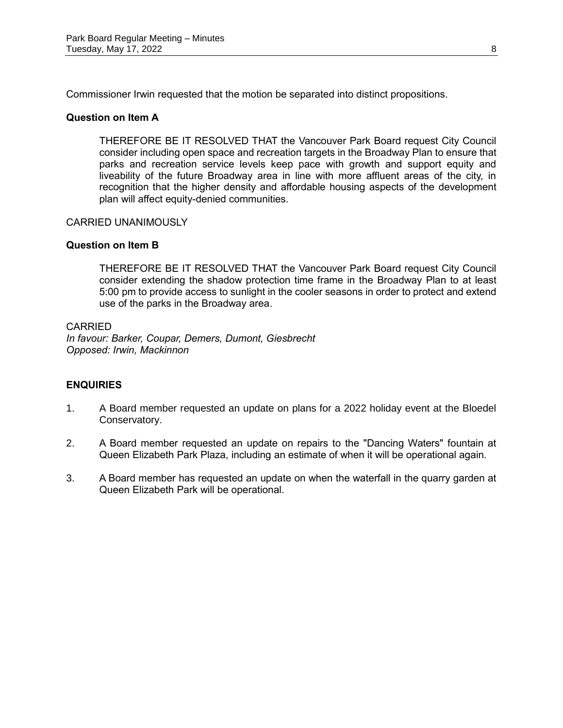Commissioner Irwin requested that the motion be separated into distinct propositions.

**Question on Item A**

> THEREFORE BE IT RESOLVED THAT the Vancouver Park Board request City Council consider including open space and recreation targets in the Broadway Plan to ensure that parks and recreation service levels keep pace with growth and support equity and liveability of the future Broadway area in line with more affluent areas of the city, in recognition that the higher density and affordable housing aspects of the development plan will affect equity-denied communities.

CARRIED UNANIMOUSLY

**Question on Item B**

> THEREFORE BE IT RESOLVED THAT the Vancouver Park Board request City Council consider extending the shadow protection time frame in the Broadway Plan to at least 5:00 pm to provide access to sunlight in the cooler seasons in order to protect and extend use of the parks in the Broadway area.

CARRIED
*In favour: Barker, Coupar, Demers, Dumont, Giesbrecht*
*Opposed: Irwin, Mackinnon*

**ENQUIRIES**

1. A Board member requested an update on plans for a 2022 holiday event at the Bloedel Conservatory.

2. A Board member requested an update on repairs to the "Dancing Waters" fountain at Queen Elizabeth Park Plaza, including an estimate of when it will be operational again.

3. A Board member has requested an update on when the waterfall in the quarry garden at Queen Elizabeth Park will be operational.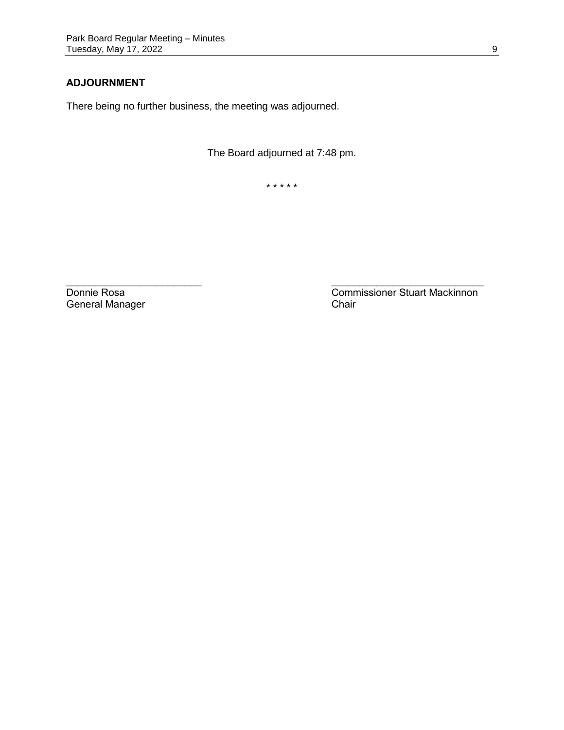## ADJOURNMENT

There being no further business, the meeting was adjourned.

The Board adjourned at 7:48 pm.

\* \* \* \* \*

| | |
|---|---|
| \_\_\_\_\_\_\_\_\_\_\_\_\_\_\_\_\_\_\_\_\_\_\_\_ | \_\_\_\_\_\_\_\_\_\_\_\_\_\_\_\_\_\_\_\_\_\_\_\_\_\_\_ |
| Donnie Rosa | Commissioner Stuart Mackinnon |
| General Manager | Chair |